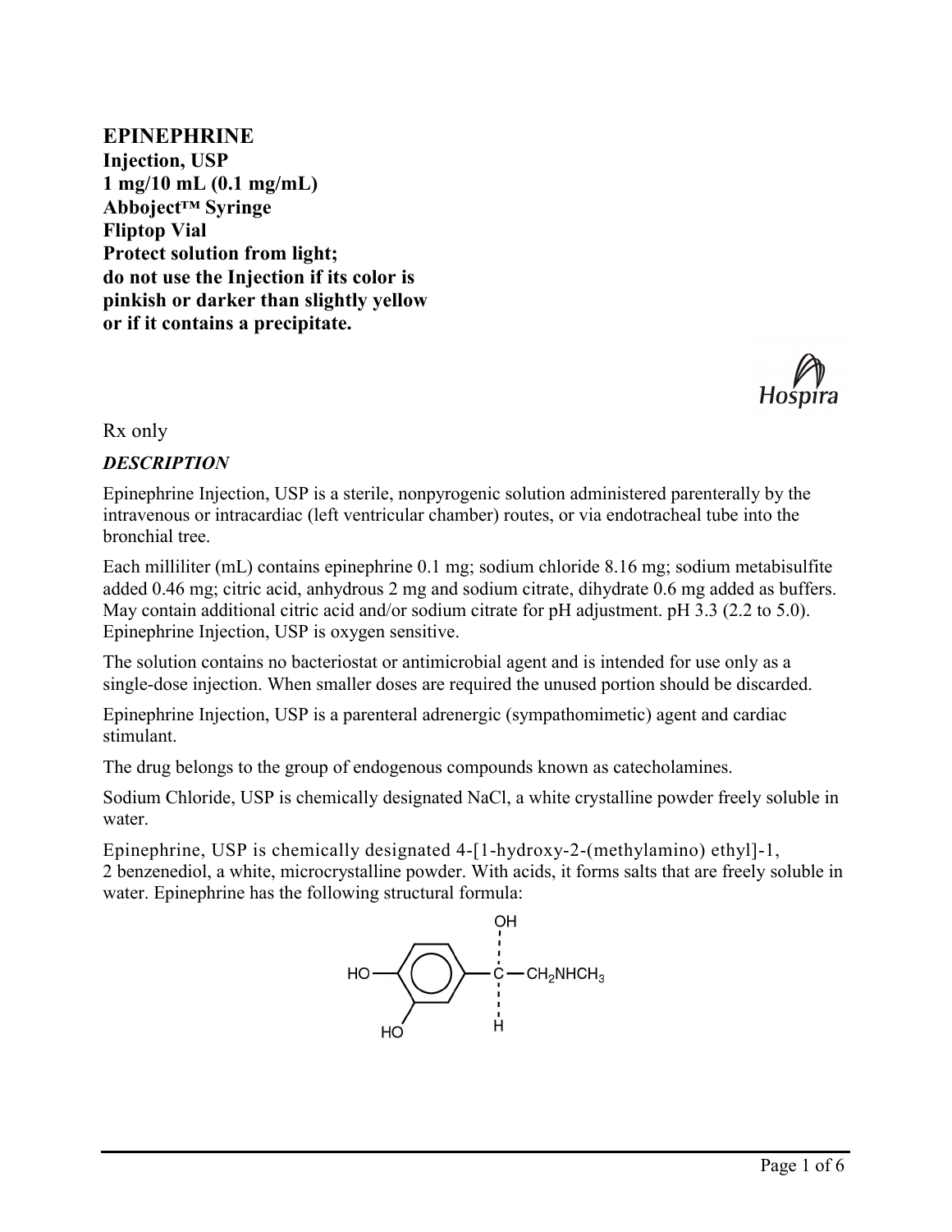# EPINEPHRINE

**Injection, USP**
**1 mg/10 mL (0.1 mg/mL)**
**Abboject™ Syringe**
**Fliptop Vial**
**Protect solution from light;**
**do not use the Injection if its color is pinkish or darker than slightly yellow or if it contains a precipitate.**

Hospira

Rx only

## *DESCRIPTION*

Epinephrine Injection, USP is a sterile, nonpyrogenic solution administered parenterally by the intravenous or intracardiac (left ventricular chamber) routes, or via endotracheal tube into the bronchial tree.

Each milliliter (mL) contains epinephrine 0.1 mg; sodium chloride 8.16 mg; sodium metabisulfite added 0.46 mg; citric acid, anhydrous 2 mg and sodium citrate, dihydrate 0.6 mg added as buffers. May contain additional citric acid and/or sodium citrate for pH adjustment. pH 3.3 (2.2 to 5.0). Epinephrine Injection, USP is oxygen sensitive.

The solution contains no bacteriostat or antimicrobial agent and is intended for use only as a single-dose injection. When smaller doses are required the unused portion should be discarded.

Epinephrine Injection, USP is a parenteral adrenergic (sympathomimetic) agent and cardiac stimulant.

The drug belongs to the group of endogenous compounds known as catecholamines.

Sodium Chloride, USP is chemically designated NaCl, a white crystalline powder freely soluble in water.

Epinephrine, USP is chemically designated 4-[1-hydroxy-2-(methylamino) ethyl]-1, 2 benzenediol, a white, microcrystalline powder. With acids, it forms salts that are freely soluble in water. Epinephrine has the following structural formula:

```
                 OH
                 ¦
HO—⟨benzene⟩—C—CH2NHCH3
   |             ¦
   HO            H
```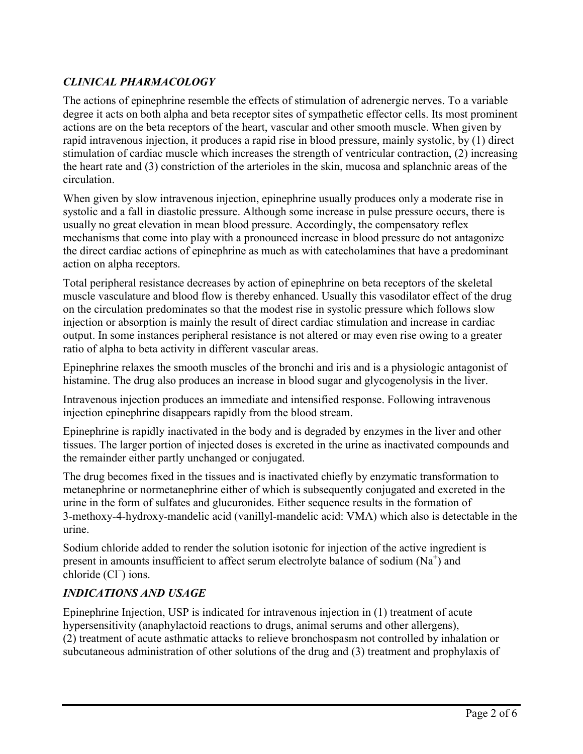### *CLINICAL PHARMACOLOGY*

The actions of epinephrine resemble the effects of stimulation of adrenergic nerves. To a variable degree it acts on both alpha and beta receptor sites of sympathetic effector cells. Its most prominent actions are on the beta receptors of the heart, vascular and other smooth muscle. When given by rapid intravenous injection, it produces a rapid rise in blood pressure, mainly systolic, by (1) direct stimulation of cardiac muscle which increases the strength of ventricular contraction, (2) increasing the heart rate and (3) constriction of the arterioles in the skin, mucosa and splanchnic areas of the circulation.

When given by slow intravenous injection, epinephrine usually produces only a moderate rise in systolic and a fall in diastolic pressure. Although some increase in pulse pressure occurs, there is usually no great elevation in mean blood pressure. Accordingly, the compensatory reflex mechanisms that come into play with a pronounced increase in blood pressure do not antagonize the direct cardiac actions of epinephrine as much as with catecholamines that have a predominant action on alpha receptors.

Total peripheral resistance decreases by action of epinephrine on beta receptors of the skeletal muscle vasculature and blood flow is thereby enhanced. Usually this vasodilator effect of the drug on the circulation predominates so that the modest rise in systolic pressure which follows slow injection or absorption is mainly the result of direct cardiac stimulation and increase in cardiac output. In some instances peripheral resistance is not altered or may even rise owing to a greater ratio of alpha to beta activity in different vascular areas.

Epinephrine relaxes the smooth muscles of the bronchi and iris and is a physiologic antagonist of histamine. The drug also produces an increase in blood sugar and glycogenolysis in the liver.

Intravenous injection produces an immediate and intensified response. Following intravenous injection epinephrine disappears rapidly from the blood stream.

Epinephrine is rapidly inactivated in the body and is degraded by enzymes in the liver and other tissues. The larger portion of injected doses is excreted in the urine as inactivated compounds and the remainder either partly unchanged or conjugated.

The drug becomes fixed in the tissues and is inactivated chiefly by enzymatic transformation to metanephrine or normetanephrine either of which is subsequently conjugated and excreted in the urine in the form of sulfates and glucuronides. Either sequence results in the formation of 3-methoxy-4-hydroxy-mandelic acid (vanillyl-mandelic acid: VMA) which also is detectable in the urine.

Sodium chloride added to render the solution isotonic for injection of the active ingredient is present in amounts insufficient to affect serum electrolyte balance of sodium ($Na^+$) and chloride ($Cl^-$) ions.

### *INDICATIONS AND USAGE*

Epinephrine Injection, USP is indicated for intravenous injection in (1) treatment of acute hypersensitivity (anaphylactoid reactions to drugs, animal serums and other allergens), (2) treatment of acute asthmatic attacks to relieve bronchospasm not controlled by inhalation or subcutaneous administration of other solutions of the drug and (3) treatment and prophylaxis of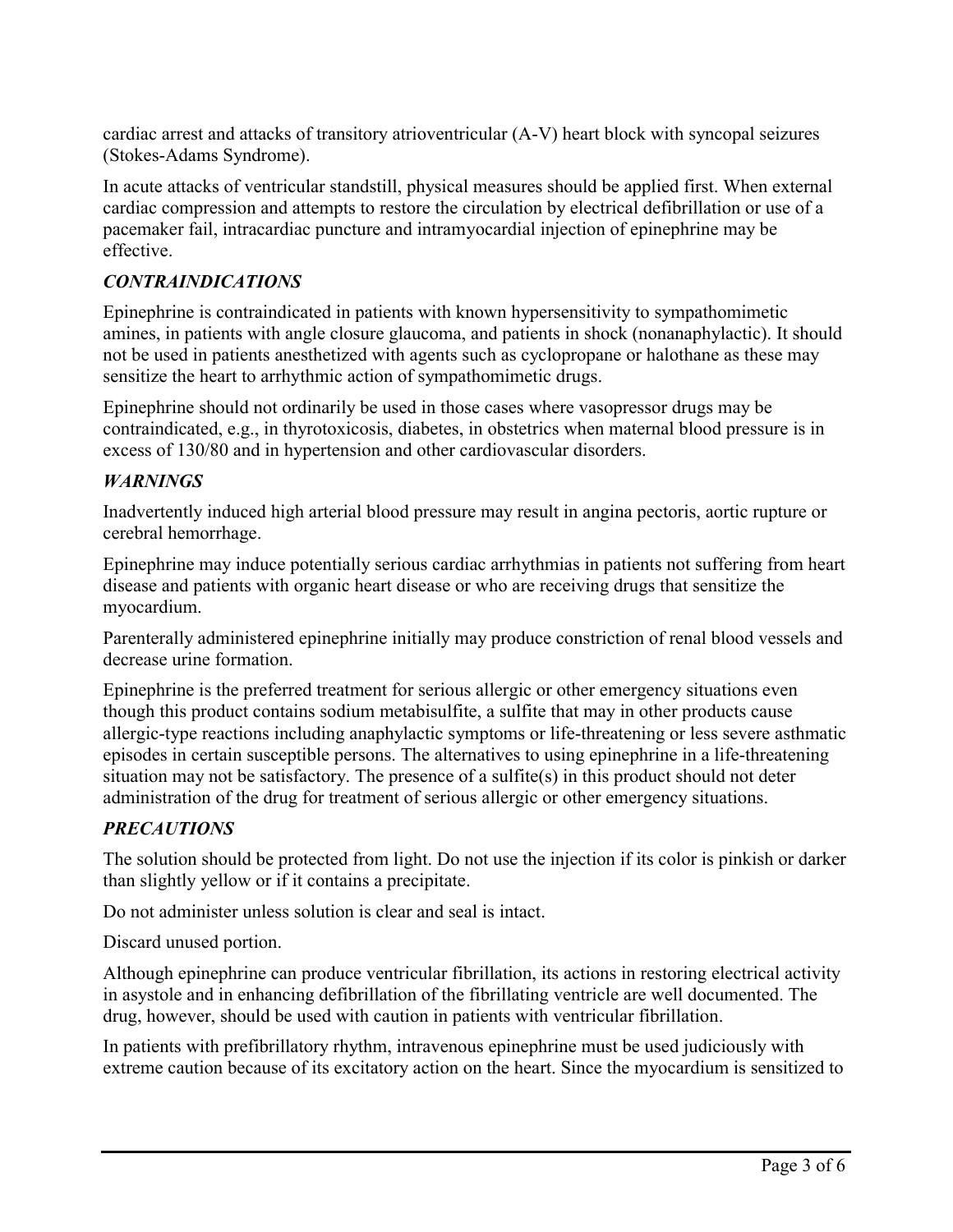cardiac arrest and attacks of transitory atrioventricular (A-V) heart block with syncopal seizures (Stokes-Adams Syndrome).

In acute attacks of ventricular standstill, physical measures should be applied first. When external cardiac compression and attempts to restore the circulation by electrical defibrillation or use of a pacemaker fail, intracardiac puncture and intramyocardial injection of epinephrine may be effective.

### *CONTRAINDICATIONS*

Epinephrine is contraindicated in patients with known hypersensitivity to sympathomimetic amines, in patients with angle closure glaucoma, and patients in shock (nonanaphylactic). It should not be used in patients anesthetized with agents such as cyclopropane or halothane as these may sensitize the heart to arrhythmic action of sympathomimetic drugs.

Epinephrine should not ordinarily be used in those cases where vasopressor drugs may be contraindicated, e.g., in thyrotoxicosis, diabetes, in obstetrics when maternal blood pressure is in excess of 130/80 and in hypertension and other cardiovascular disorders.

### *WARNINGS*

Inadvertently induced high arterial blood pressure may result in angina pectoris, aortic rupture or cerebral hemorrhage.

Epinephrine may induce potentially serious cardiac arrhythmias in patients not suffering from heart disease and patients with organic heart disease or who are receiving drugs that sensitize the myocardium.

Parenterally administered epinephrine initially may produce constriction of renal blood vessels and decrease urine formation.

Epinephrine is the preferred treatment for serious allergic or other emergency situations even though this product contains sodium metabisulfite, a sulfite that may in other products cause allergic-type reactions including anaphylactic symptoms or life-threatening or less severe asthmatic episodes in certain susceptible persons. The alternatives to using epinephrine in a life-threatening situation may not be satisfactory. The presence of a sulfite(s) in this product should not deter administration of the drug for treatment of serious allergic or other emergency situations.

### *PRECAUTIONS*

The solution should be protected from light. Do not use the injection if its color is pinkish or darker than slightly yellow or if it contains a precipitate.

Do not administer unless solution is clear and seal is intact.

Discard unused portion.

Although epinephrine can produce ventricular fibrillation, its actions in restoring electrical activity in asystole and in enhancing defibrillation of the fibrillating ventricle are well documented. The drug, however, should be used with caution in patients with ventricular fibrillation.

In patients with prefibrillatory rhythm, intravenous epinephrine must be used judiciously with extreme caution because of its excitatory action on the heart. Since the myocardium is sensitized to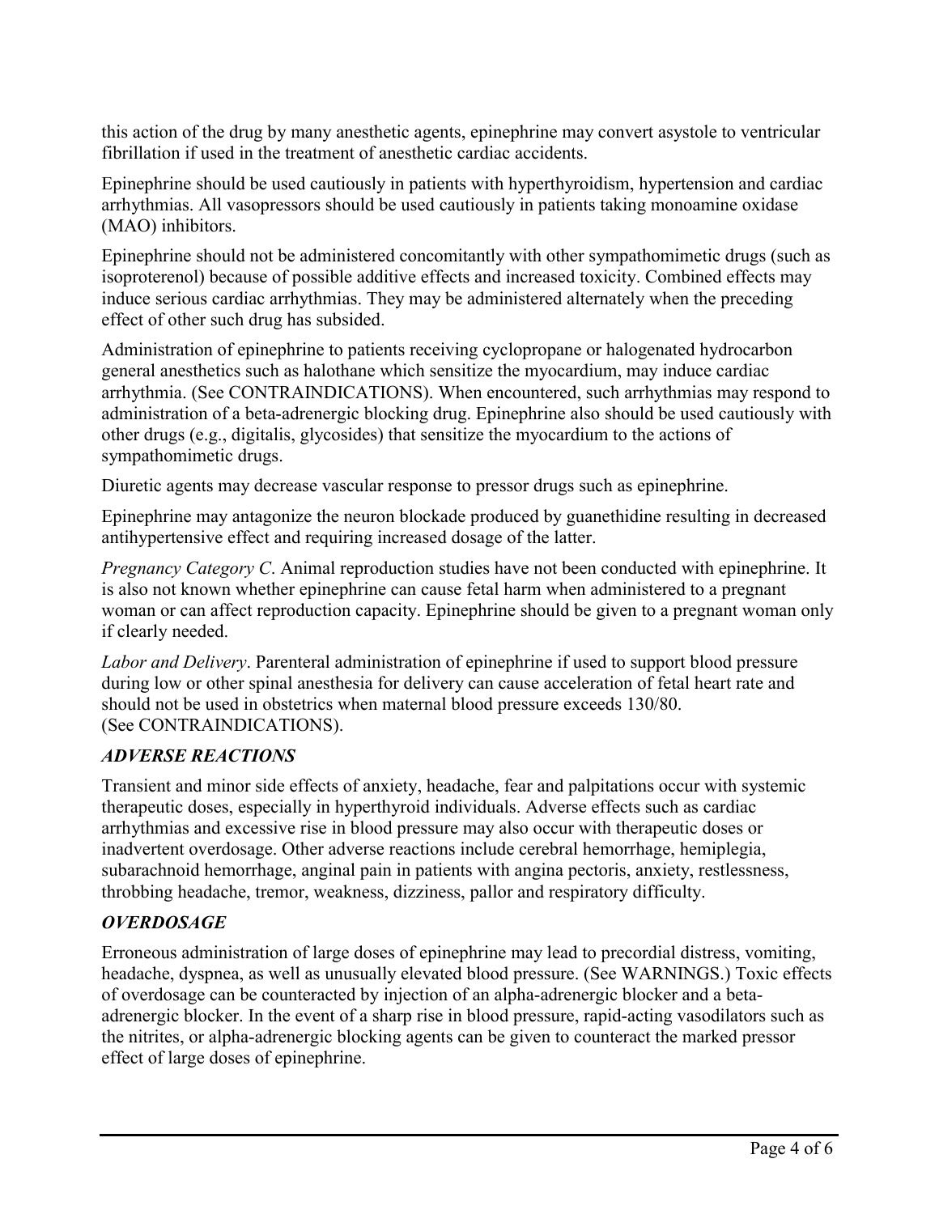this action of the drug by many anesthetic agents, epinephrine may convert asystole to ventricular fibrillation if used in the treatment of anesthetic cardiac accidents.

Epinephrine should be used cautiously in patients with hyperthyroidism, hypertension and cardiac arrhythmias. All vasopressors should be used cautiously in patients taking monoamine oxidase (MAO) inhibitors.

Epinephrine should not be administered concomitantly with other sympathomimetic drugs (such as isoproterenol) because of possible additive effects and increased toxicity. Combined effects may induce serious cardiac arrhythmias. They may be administered alternately when the preceding effect of other such drug has subsided.

Administration of epinephrine to patients receiving cyclopropane or halogenated hydrocarbon general anesthetics such as halothane which sensitize the myocardium, may induce cardiac arrhythmia. (See CONTRAINDICATIONS). When encountered, such arrhythmias may respond to administration of a beta-adrenergic blocking drug. Epinephrine also should be used cautiously with other drugs (e.g., digitalis, glycosides) that sensitize the myocardium to the actions of sympathomimetic drugs.

Diuretic agents may decrease vascular response to pressor drugs such as epinephrine.

Epinephrine may antagonize the neuron blockade produced by guanethidine resulting in decreased antihypertensive effect and requiring increased dosage of the latter.

*Pregnancy Category C*. Animal reproduction studies have not been conducted with epinephrine. It is also not known whether epinephrine can cause fetal harm when administered to a pregnant woman or can affect reproduction capacity. Epinephrine should be given to a pregnant woman only if clearly needed.

*Labor and Delivery*. Parenteral administration of epinephrine if used to support blood pressure during low or other spinal anesthesia for delivery can cause acceleration of fetal heart rate and should not be used in obstetrics when maternal blood pressure exceeds 130/80.
(See CONTRAINDICATIONS).

### *ADVERSE REACTIONS*

Transient and minor side effects of anxiety, headache, fear and palpitations occur with systemic therapeutic doses, especially in hyperthyroid individuals. Adverse effects such as cardiac arrhythmias and excessive rise in blood pressure may also occur with therapeutic doses or inadvertent overdosage. Other adverse reactions include cerebral hemorrhage, hemiplegia, subarachnoid hemorrhage, anginal pain in patients with angina pectoris, anxiety, restlessness, throbbing headache, tremor, weakness, dizziness, pallor and respiratory difficulty.

### *OVERDOSAGE*

Erroneous administration of large doses of epinephrine may lead to precordial distress, vomiting, headache, dyspnea, as well as unusually elevated blood pressure. (See WARNINGS.) Toxic effects of overdosage can be counteracted by injection of an alpha-adrenergic blocker and a beta-adrenergic blocker. In the event of a sharp rise in blood pressure, rapid-acting vasodilators such as the nitrites, or alpha-adrenergic blocking agents can be given to counteract the marked pressor effect of large doses of epinephrine.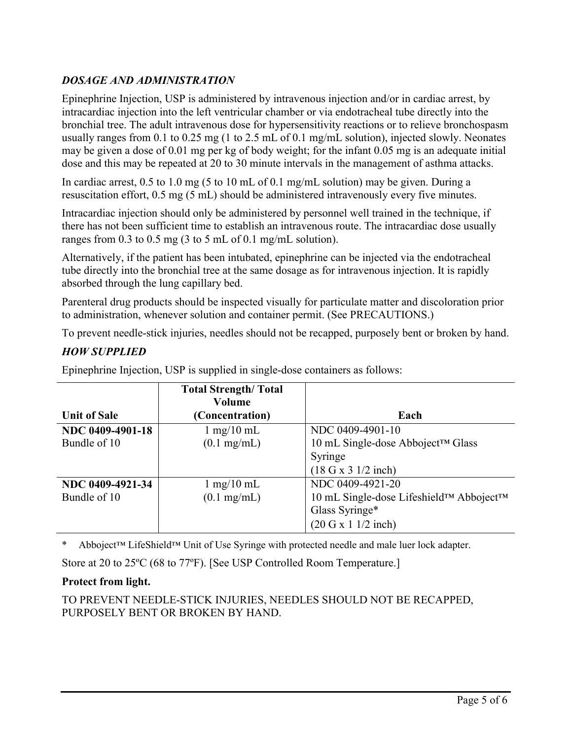## *DOSAGE AND ADMINISTRATION*

Epinephrine Injection, USP is administered by intravenous injection and/or in cardiac arrest, by intracardiac injection into the left ventricular chamber or via endotracheal tube directly into the bronchial tree. The adult intravenous dose for hypersensitivity reactions or to relieve bronchospasm usually ranges from 0.1 to 0.25 mg (1 to 2.5 mL of 0.1 mg/mL solution), injected slowly. Neonates may be given a dose of 0.01 mg per kg of body weight; for the infant 0.05 mg is an adequate initial dose and this may be repeated at 20 to 30 minute intervals in the management of asthma attacks.

In cardiac arrest, 0.5 to 1.0 mg (5 to 10 mL of 0.1 mg/mL solution) may be given. During a resuscitation effort, 0.5 mg (5 mL) should be administered intravenously every five minutes.

Intracardiac injection should only be administered by personnel well trained in the technique, if there has not been sufficient time to establish an intravenous route. The intracardiac dose usually ranges from 0.3 to 0.5 mg (3 to 5 mL of 0.1 mg/mL solution).

Alternatively, if the patient has been intubated, epinephrine can be injected via the endotracheal tube directly into the bronchial tree at the same dosage as for intravenous injection. It is rapidly absorbed through the lung capillary bed.

Parenteral drug products should be inspected visually for particulate matter and discoloration prior to administration, whenever solution and container permit. (See PRECAUTIONS.)

To prevent needle-stick injuries, needles should not be recapped, purposely bent or broken by hand.

## *HOW SUPPLIED*

Epinephrine Injection, USP is supplied in single-dose containers as follows:

| Unit of Sale | Total Strength/ Total Volume (Concentration) | Each |
|---|---|---|
| **NDC 0409-4901-18** Bundle of 10 | 1 mg/10 mL (0.1 mg/mL) | NDC 0409-4901-10 10 mL Single-dose Abboject™ Glass Syringe (18 G x 3 1/2 inch) |
| **NDC 0409-4921-34** Bundle of 10 | 1 mg/10 mL (0.1 mg/mL) | NDC 0409-4921-20 10 mL Single-dose Lifeshield™ Abboject™ Glass Syringe* (20 G x 1 1/2 inch) |

\* Abboject™ LifeShield™ Unit of Use Syringe with protected needle and male luer lock adapter.

Store at 20 to 25ºC (68 to 77ºF). [See USP Controlled Room Temperature.]

**Protect from light.**

TO PREVENT NEEDLE-STICK INJURIES, NEEDLES SHOULD NOT BE RECAPPED, PURPOSELY BENT OR BROKEN BY HAND.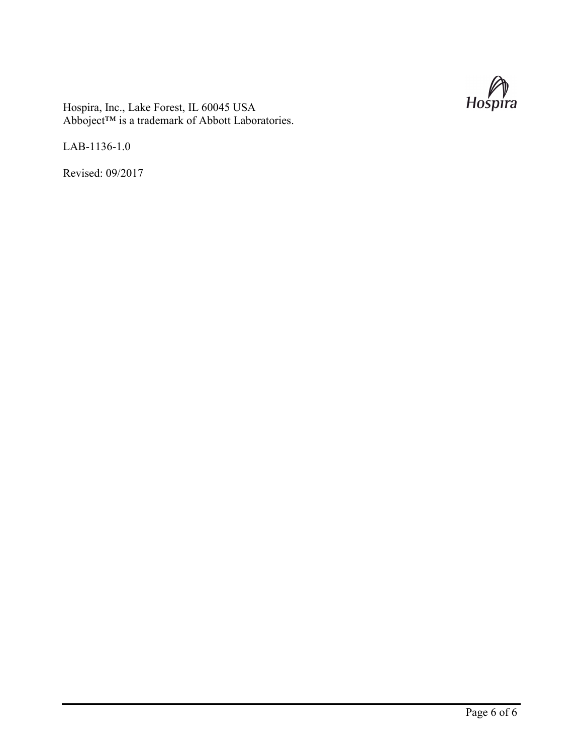Hospira, Inc., Lake Forest, IL 60045 USA
Abboject™ is a trademark of Abbott Laboratories.

LAB-1136-1.0

Revised: 09/2017